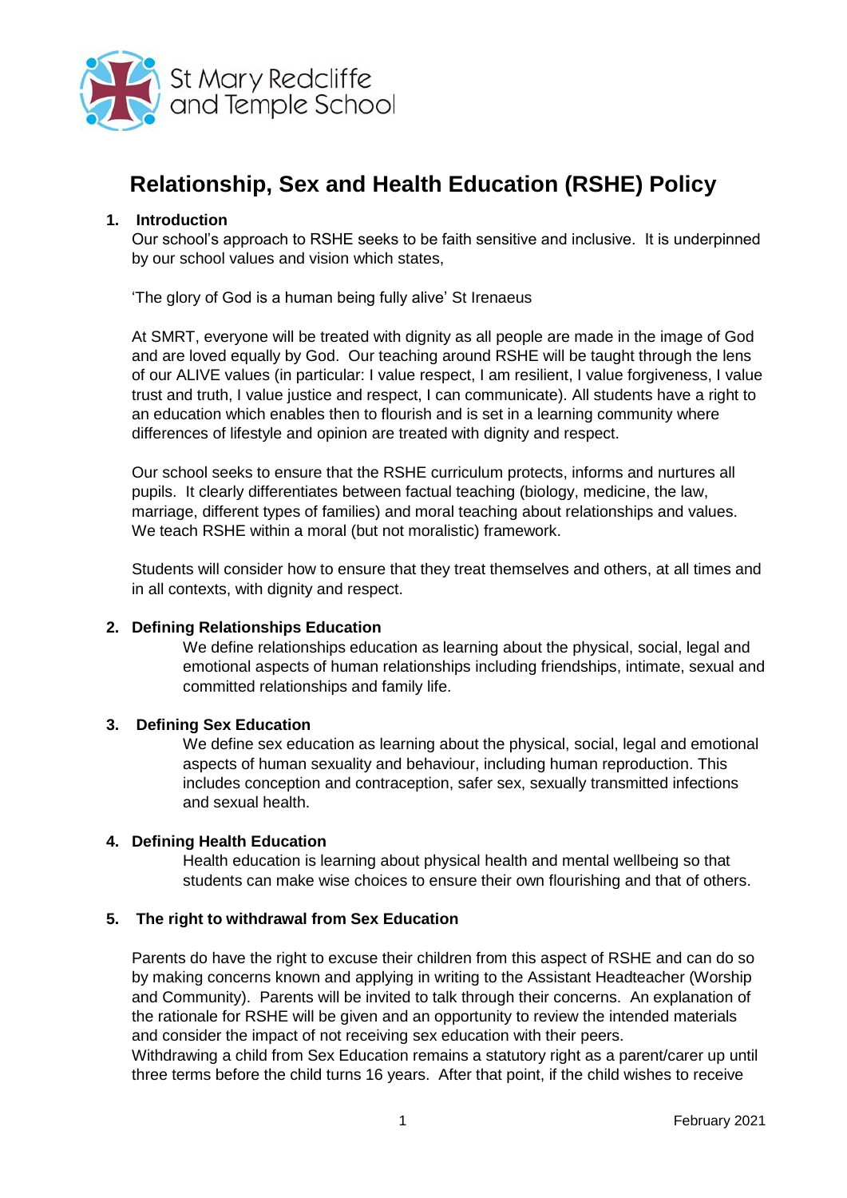St Mary Redcliffe and Temple School

# Relationship, Sex and Health Education (RSHE) Policy

## 1. Introduction

Our school's approach to RSHE seeks to be faith sensitive and inclusive. It is underpinned by our school values and vision which states,

'The glory of God is a human being fully alive' St Irenaeus

At SMRT, everyone will be treated with dignity as all people are made in the image of God and are loved equally by God. Our teaching around RSHE will be taught through the lens of our ALIVE values (in particular: I value respect, I am resilient, I value forgiveness, I value trust and truth, I value justice and respect, I can communicate). All students have a right to an education which enables then to flourish and is set in a learning community where differences of lifestyle and opinion are treated with dignity and respect.

Our school seeks to ensure that the RSHE curriculum protects, informs and nurtures all pupils. It clearly differentiates between factual teaching (biology, medicine, the law, marriage, different types of families) and moral teaching about relationships and values. We teach RSHE within a moral (but not moralistic) framework.

Students will consider how to ensure that they treat themselves and others, at all times and in all contexts, with dignity and respect.

## 2. Defining Relationships Education

We define relationships education as learning about the physical, social, legal and emotional aspects of human relationships including friendships, intimate, sexual and committed relationships and family life.

## 3. Defining Sex Education

We define sex education as learning about the physical, social, legal and emotional aspects of human sexuality and behaviour, including human reproduction. This includes conception and contraception, safer sex, sexually transmitted infections and sexual health.

## 4. Defining Health Education

Health education is learning about physical health and mental wellbeing so that students can make wise choices to ensure their own flourishing and that of others.

## 5. The right to withdrawal from Sex Education

Parents do have the right to excuse their children from this aspect of RSHE and can do so by making concerns known and applying in writing to the Assistant Headteacher (Worship and Community). Parents will be invited to talk through their concerns. An explanation of the rationale for RSHE will be given and an opportunity to review the intended materials and consider the impact of not receiving sex education with their peers.
Withdrawing a child from Sex Education remains a statutory right as a parent/carer up until three terms before the child turns 16 years. After that point, if the child wishes to receive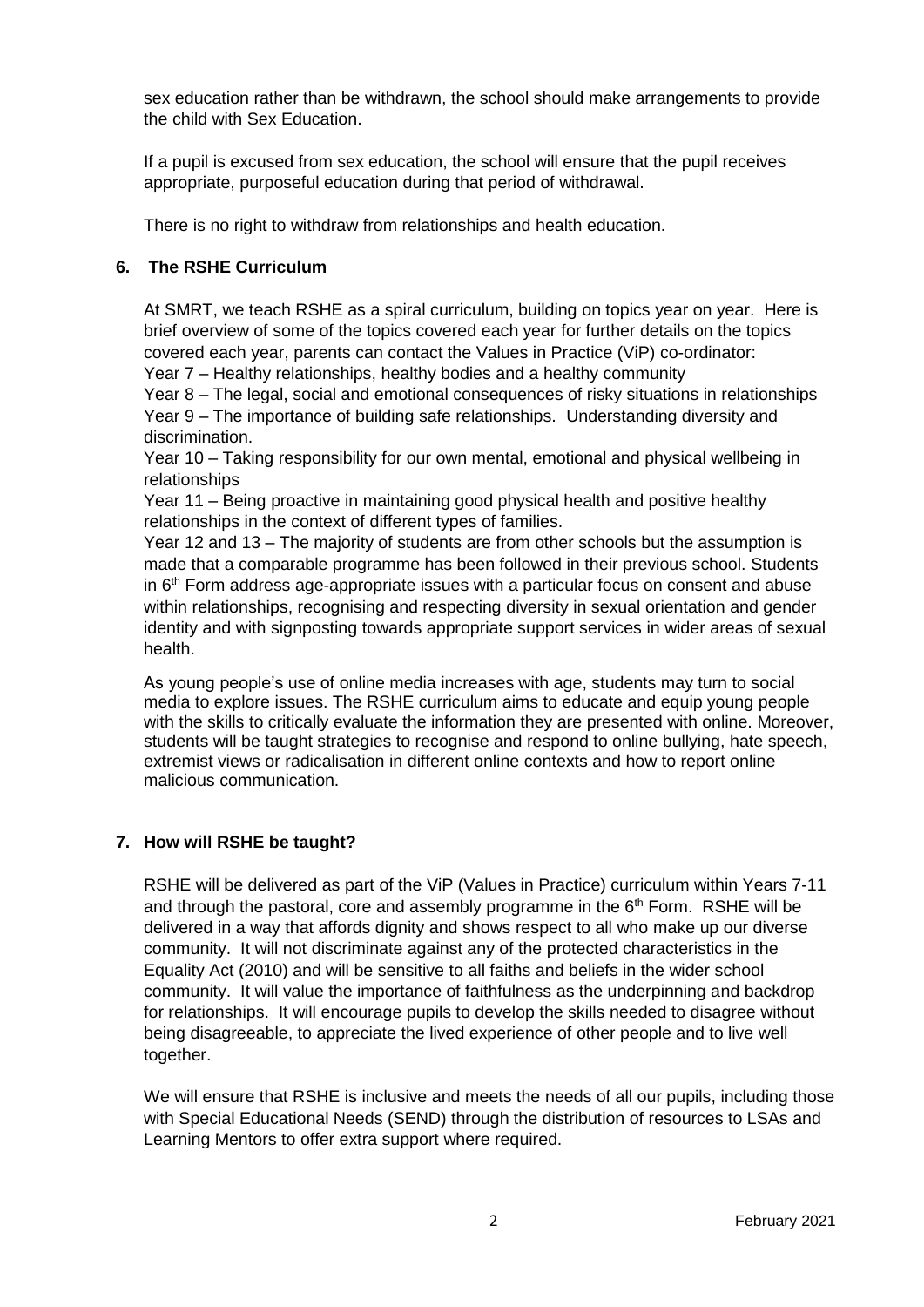sex education rather than be withdrawn, the school should make arrangements to provide the child with Sex Education.

If a pupil is excused from sex education, the school will ensure that the pupil receives appropriate, purposeful education during that period of withdrawal.

There is no right to withdraw from relationships and health education.

## 6. The RSHE Curriculum

At SMRT, we teach RSHE as a spiral curriculum, building on topics year on year. Here is brief overview of some of the topics covered each year for further details on the topics covered each year, parents can contact the Values in Practice (ViP) co-ordinator:

Year 7 – Healthy relationships, healthy bodies and a healthy community

Year 8 – The legal, social and emotional consequences of risky situations in relationships

Year 9 – The importance of building safe relationships. Understanding diversity and discrimination.

Year 10 – Taking responsibility for our own mental, emotional and physical wellbeing in relationships

Year 11 – Being proactive in maintaining good physical health and positive healthy relationships in the context of different types of families.

Year 12 and 13 – The majority of students are from other schools but the assumption is made that a comparable programme has been followed in their previous school. Students in 6th Form address age-appropriate issues with a particular focus on consent and abuse within relationships, recognising and respecting diversity in sexual orientation and gender identity and with signposting towards appropriate support services in wider areas of sexual health.

As young people's use of online media increases with age, students may turn to social media to explore issues. The RSHE curriculum aims to educate and equip young people with the skills to critically evaluate the information they are presented with online. Moreover, students will be taught strategies to recognise and respond to online bullying, hate speech, extremist views or radicalisation in different online contexts and how to report online malicious communication.

## 7. How will RSHE be taught?

RSHE will be delivered as part of the ViP (Values in Practice) curriculum within Years 7-11 and through the pastoral, core and assembly programme in the 6th Form. RSHE will be delivered in a way that affords dignity and shows respect to all who make up our diverse community. It will not discriminate against any of the protected characteristics in the Equality Act (2010) and will be sensitive to all faiths and beliefs in the wider school community. It will value the importance of faithfulness as the underpinning and backdrop for relationships. It will encourage pupils to develop the skills needed to disagree without being disagreeable, to appreciate the lived experience of other people and to live well together.

We will ensure that RSHE is inclusive and meets the needs of all our pupils, including those with Special Educational Needs (SEND) through the distribution of resources to LSAs and Learning Mentors to offer extra support where required.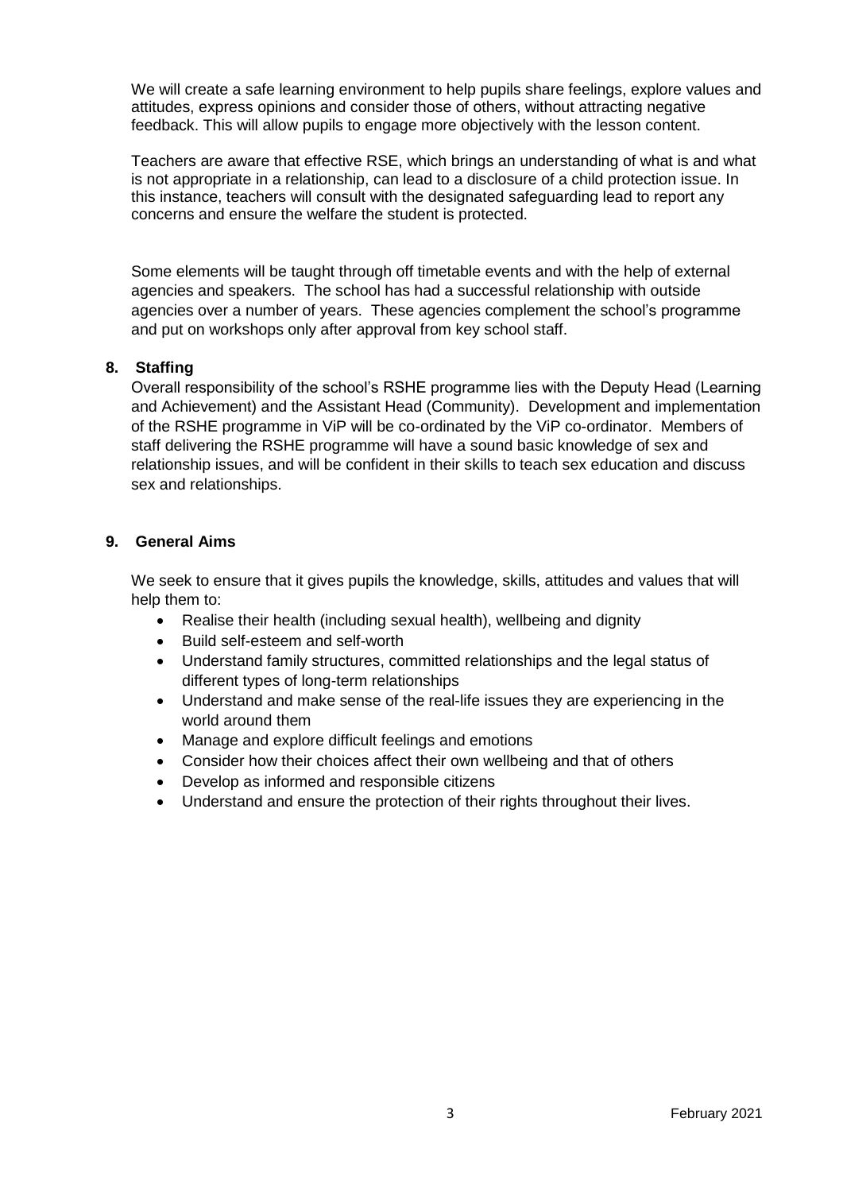We will create a safe learning environment to help pupils share feelings, explore values and attitudes, express opinions and consider those of others, without attracting negative feedback. This will allow pupils to engage more objectively with the lesson content.

Teachers are aware that effective RSE, which brings an understanding of what is and what is not appropriate in a relationship, can lead to a disclosure of a child protection issue. In this instance, teachers will consult with the designated safeguarding lead to report any concerns and ensure the welfare the student is protected.

Some elements will be taught through off timetable events and with the help of external agencies and speakers. The school has had a successful relationship with outside agencies over a number of years. These agencies complement the school's programme and put on workshops only after approval from key school staff.

## 8. Staffing

Overall responsibility of the school's RSHE programme lies with the Deputy Head (Learning and Achievement) and the Assistant Head (Community). Development and implementation of the RSHE programme in ViP will be co-ordinated by the ViP co-ordinator. Members of staff delivering the RSHE programme will have a sound basic knowledge of sex and relationship issues, and will be confident in their skills to teach sex education and discuss sex and relationships.

## 9. General Aims

We seek to ensure that it gives pupils the knowledge, skills, attitudes and values that will help them to:

- Realise their health (including sexual health), wellbeing and dignity
- Build self-esteem and self-worth
- Understand family structures, committed relationships and the legal status of different types of long-term relationships
- Understand and make sense of the real-life issues they are experiencing in the world around them
- Manage and explore difficult feelings and emotions
- Consider how their choices affect their own wellbeing and that of others
- Develop as informed and responsible citizens
- Understand and ensure the protection of their rights throughout their lives.